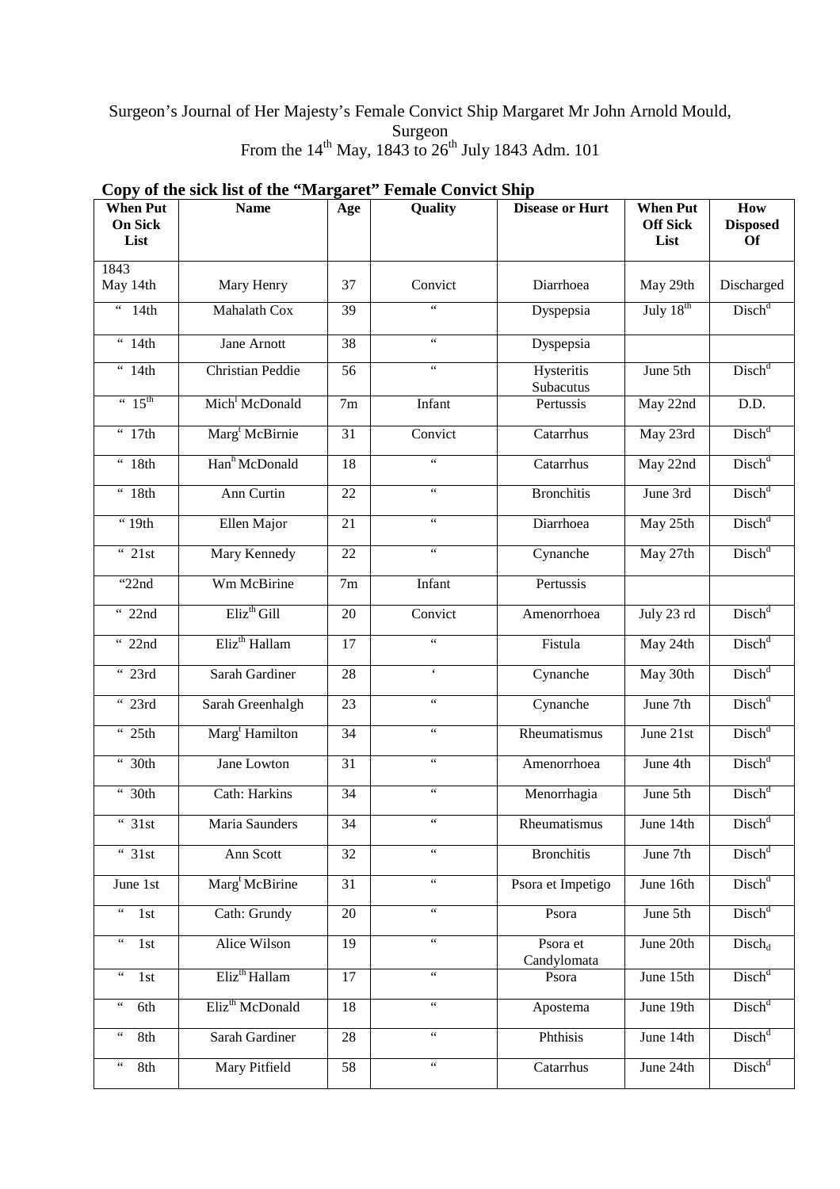Surgeon's Journal of Her Majesty's Female Convict Ship Margaret Mr John Arnold Mould, Surgeon
From the 14th May, 1843 to 26th July 1843 Adm. 101

**Copy of the sick list of the "Margaret" Female Convict Ship**

| When Put On Sick List | Name | Age | Quality | Disease or Hurt | When Put Off Sick List | How Disposed Of |
|---|---|---|---|---|---|---|
| 1843 May 14th | Mary Henry | 37 | Convict | Diarrhoea | May 29th | Discharged |
| " 14th | Mahalath Cox | 39 | " | Dyspepsia | July 18th | Disch[d] |
| " 14th | Jane Arnott | 38 | " | Dyspepsia | | |
| " 14th | Christian Peddie | 56 | " | Hysteritis Subacutus | June 5th | Disch[d] |
| " 15th | Mich[l] McDonald | 7m | Infant | Pertussis | May 22nd | D.D. |
| " 17th | Marg[t] McBirnie | 31 | Convict | Catarrhus | May 23rd | Disch[d] |
| " 18th | Han[h] McDonald | 18 | " | Catarrhus | May 22nd | Disch[d] |
| " 18th | Ann Curtin | 22 | " | Bronchitis | June 3rd | Disch[d] |
| " 19th | Ellen Major | 21 | " | Diarrhoea | May 25th | Disch[d] |
| " 21st | Mary Kennedy | 22 | " | Cynanche | May 27th | Disch[d] |
| "22nd | Wm McBirine | 7m | Infant | Pertussis | | |
| " 22nd | Eliz[th] Gill | 20 | Convict | Amenorrhoea | July 23 rd | Disch[d] |
| " 22nd | Eliz[th] Hallam | 17 | " | Fistula | May 24th | Disch[d] |
| " 23rd | Sarah Gardiner | 28 | ' | Cynanche | May 30th | Disch[d] |
| " 23rd | Sarah Greenhalgh | 23 | " | Cynanche | June 7th | Disch[d] |
| " 25th | Marg[t] Hamilton | 34 | " | Rheumatismus | June 21st | Disch[d] |
| " 30th | Jane Lowton | 31 | " | Amenorrhoea | June 4th | Disch[d] |
| " 30th | Cath: Harkins | 34 | " | Menorrhagia | June 5th | Disch[d] |
| " 31st | Maria Saunders | 34 | " | Rheumatismus | June 14th | Disch[d] |
| " 31st | Ann Scott | 32 | " | Bronchitis | June 7th | Disch[d] |
| June 1st | Marg[t] McBirine | 31 | " | Psora et Impetigo | June 16th | Disch[d] |
| " 1st | Cath: Grundy | 20 | " | Psora | June 5th | Disch[d] |
| " 1st | Alice Wilson | 19 | " | Psora et Candylomata | June 20th | $Disch_d$ |
| " 1st | Eliz[th] Hallam | 17 | " | Psora | June 15th | Disch[d] |
| " 6th | Eliz[th] McDonald | 18 | " | Apostema | June 19th | Disch[d] |
| " 8th | Sarah Gardiner | 28 | " | Phthisis | June 14th | Disch[d] |
| " 8th | Mary Pitfield | 58 | " | Catarrhus | June 24th | Disch[d] |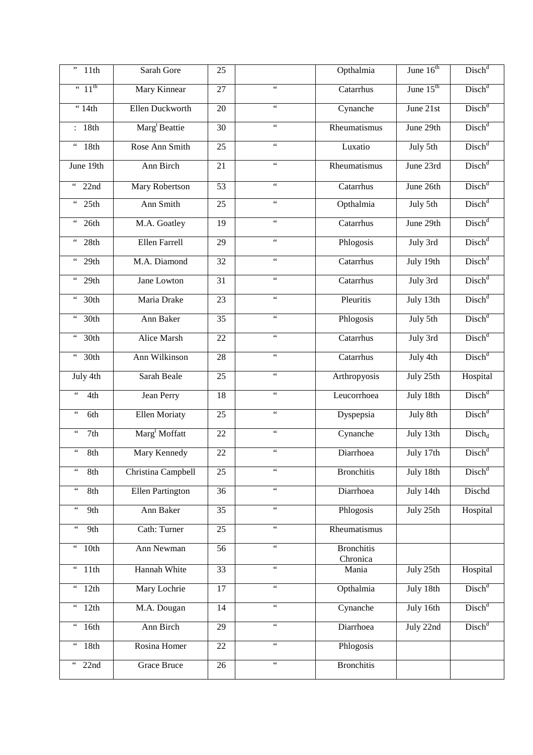| ” 11th | Sarah Gore | 25 | | Opthalmia | June 16th | Disch[d] |
|---|---|---|---|---|---|---|
| “ 11th | Mary Kinnear | 27 | “ | Catarrhus | June 15th | Disch[d] |
| “ 14th | Ellen Duckworth | 20 | “ | Cynanche | June 21st | Disch[d] |
| : 18th | Marg[t] Beattie | 30 | “ | Rheumatismus | June 29th | Disch[d] |
| “ 18th | Rose Ann Smith | 25 | “ | Luxatio | July 5th | Disch[d] |
| June 19th | Ann Birch | 21 | “ | Rheumatismus | June 23rd | Disch[d] |
| “ 22nd | Mary Robertson | 53 | “ | Catarrhus | June 26th | Disch[d] |
| “ 25th | Ann Smith | 25 | “ | Opthalmia | July 5th | Disch[d] |
| “ 26th | M.A. Goatley | 19 | “ | Catarrhus | June 29th | Disch[d] |
| “ 28th | Ellen Farrell | 29 | “ | Phlogosis | July 3rd | Disch[d] |
| “ 29th | M.A. Diamond | 32 | “ | Catarrhus | July 19th | Disch[d] |
| “ 29th | Jane Lowton | 31 | “ | Catarrhus | July 3rd | Disch[d] |
| “ 30th | Maria Drake | 23 | “ | Pleuritis | July 13th | Disch[d] |
| “ 30th | Ann Baker | 35 | “ | Phlogosis | July 5th | Disch[d] |
| “ 30th | Alice Marsh | 22 | “ | Catarrhus | July 3rd | Disch[d] |
| “ 30th | Ann Wilkinson | 28 | “ | Catarrhus | July 4th | Disch[d] |
| July 4th | Sarah Beale | 25 | “ | Arthropyosis | July 25th | Hospital |
| “ 4th | Jean Perry | 18 | “ | Leucorrhoea | July 18th | Disch[d] |
| “ 6th | Ellen Moriaty | 25 | “ | Dyspepsia | July 8th | Disch[d] |
| “ 7th | Marg[t] Moffatt | 22 | “ | Cynanche | July 13th | Disch[d] |
| “ 8th | Mary Kennedy | 22 | “ | Diarrhoea | July 17th | Disch[d] |
| “ 8th | Christina Campbell | 25 | “ | Bronchitis | July 18th | Disch[d] |
| “ 8th | Ellen Partington | 36 | “ | Diarrhoea | July 14th | Dischd |
| “ 9th | Ann Baker | 35 | “ | Phlogosis | July 25th | Hospital |
| “ 9th | Cath: Turner | 25 | “ | Rheumatismus | | |
| “ 10th | Ann Newman | 56 | “ | Bronchitis Chronica | | |
| “ 11th | Hannah White | 33 | “ | Mania | July 25th | Hospital |
| “ 12th | Mary Lochrie | 17 | “ | Opthalmia | July 18th | Disch[d] |
| “ 12th | M.A. Dougan | 14 | “ | Cynanche | July 16th | Disch[d] |
| “ 16th | Ann Birch | 29 | “ | Diarrhoea | July 22nd | Disch[d] |
| “ 18th | Rosina Homer | 22 | “ | Phlogosis | | |
| “ 22nd | Grace Bruce | 26 | “ | Bronchitis | | |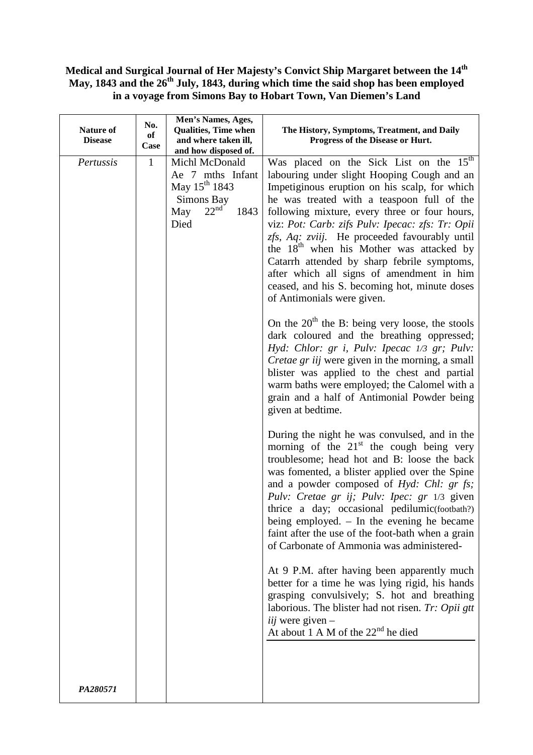**Medical and Surgical Journal of Her Majesty's Convict Ship Margaret between the 14th May, 1843 and the 26th July, 1843, during which time the said shop has been employed in a voyage from Simons Bay to Hobart Town, Van Diemen's Land**

| Nature of Disease | No. of Case | Men's Names, Ages, Qualities, Time when and where taken ill, and how disposed of. | The History, Symptoms, Treatment, and Daily Progress of the Disease or Hurt. |
|---|---|---|---|
| *Pertussis* | 1 | Michl McDonald Ae 7 mths Infant May 15th 1843 Simons Bay May 22nd 1843 Died | Was placed on the Sick List on the 15th labouring under slight Hooping Cough and an Impetiginous eruption on his scalp, for which he was treated with a teaspoon full of the following mixture, every three or four hours, viz: *Pot: Carb: zifs Pulv: Ipecac: zfs: Tr: Opii zfs, Aq: zviij.* He proceeded favourably until the 18th when his Mother was attacked by Catarrh attended by sharp febrile symptoms, after which all signs of amendment in him ceased, and his S. becoming hot, minute doses of Antimonials were given.<br><br>On the 20th the B: being very loose, the stools dark coloured and the breathing oppressed; *Hyd: Chlor: gr i, Pulv: Ipecac 1/3 gr; Pulv: Cretae gr iij* were given in the morning, a small blister was applied to the chest and partial warm baths were employed; the Calomel with a grain and a half of Antimonial Powder being given at bedtime.<br><br>During the night he was convulsed, and in the morning of the 21st the cough being very troublesome; head hot and B: loose the back was fomented, a blister applied over the Spine and a powder composed of *Hyd: Chl: gr fs; Pulv: Cretae gr ij; Pulv: Ipec: gr 1/3* given thrice a day; occasional pedilumic(footbath?) being employed. – In the evening he became faint after the use of the foot-bath when a grain of Carbonate of Ammonia was administered-<br><br>At 9 P.M. after having been apparently much better for a time he was lying rigid, his hands grasping convulsively; S. hot and breathing laborious. The blister had not risen. *Tr: Opii gtt iij* were given –<br>At about 1 A M of the 22nd he died |
| ***PA280571*** | | | |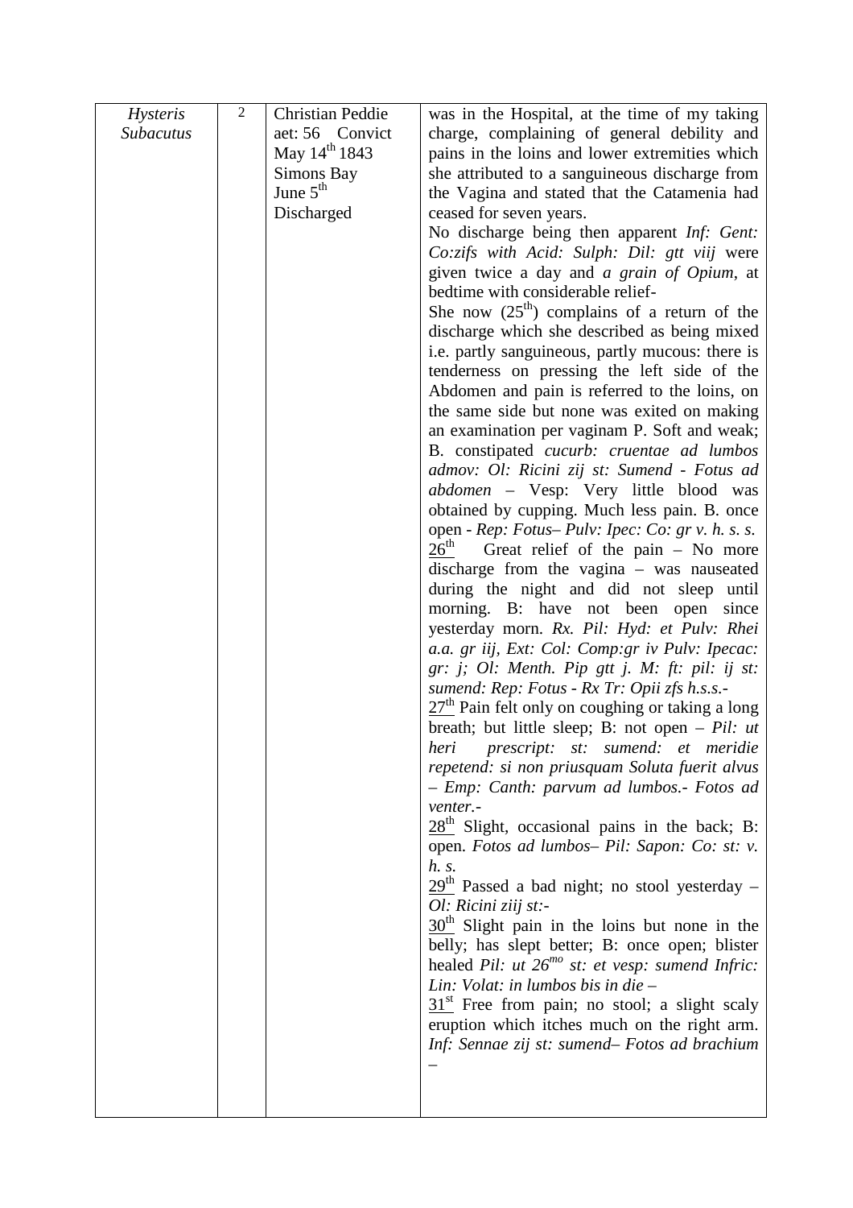| | | | |
|---|---|---|---|
| *Hysteris Subacutus* | 2 | Christian Peddie aet: 56 Convict May 14th 1843 Simons Bay June 5th Discharged | was in the Hospital, at the time of my taking charge, complaining of general debility and pains in the loins and lower extremities which she attributed to a sanguineous discharge from the Vagina and stated that the Catamenia had ceased for seven years.<br>No discharge being then apparent *Inf: Gent: Co:zifs with Acid: Sulph: Dil: gtt viij* were given twice a day and *a grain of Opium*, at bedtime with considerable relief-<br>She now (25th) complains of a return of the discharge which she described as being mixed i.e. partly sanguineous, partly mucous: there is tenderness on pressing the left side of the Abdomen and pain is referred to the loins, on the same side but none was exited on making an examination per vaginam P. Soft and weak; B. constipated *cucurb: cruentae ad lumbos admov: Ol: Ricini zij st: Sumend - Fotus ad abdomen* – Vesp: Very little blood was obtained by cupping. Much less pain. B. once open - *Rep: Fotus– Pulv: Ipec: Co: gr v. h. s. s.*<br>26th Great relief of the pain – No more discharge from the vagina – was nauseated during the night and did not sleep until morning. B: have not been open since yesterday morn. *Rx. Pil: Hyd: et Pulv: Rhei a.a. gr iij, Ext: Col: Comp:gr iv Pulv: Ipecac: gr: j; Ol: Menth. Pip gtt j. M: ft: pil: ij st: sumend: Rep: Fotus - Rx Tr: Opii zfs h.s.s.-*<br>27th Pain felt only on coughing or taking a long breath; but little sleep; B: not open – *Pil: ut heri prescript: st: sumend: et meridie repetend: si non priusquam Soluta fuerit alvus – Emp: Canth: parvum ad lumbos.- Fotos ad venter.-*<br>28th Slight, occasional pains in the back; B: open. *Fotos ad lumbos– Pil: Sapon: Co: st: v. h. s.*<br>29th Passed a bad night; no stool yesterday – *Ol: Ricini ziij st:-*<br>30th Slight pain in the loins but none in the belly; has slept better; B: once open; blister healed *Pil: ut 26mo st: et vesp: sumend Infric: Lin: Volat: in lumbos bis in die –*<br>31st Free from pain; no stool; a slight scaly eruption which itches much on the right arm. *Inf: Sennae zij st: sumend– Fotos ad brachium –* |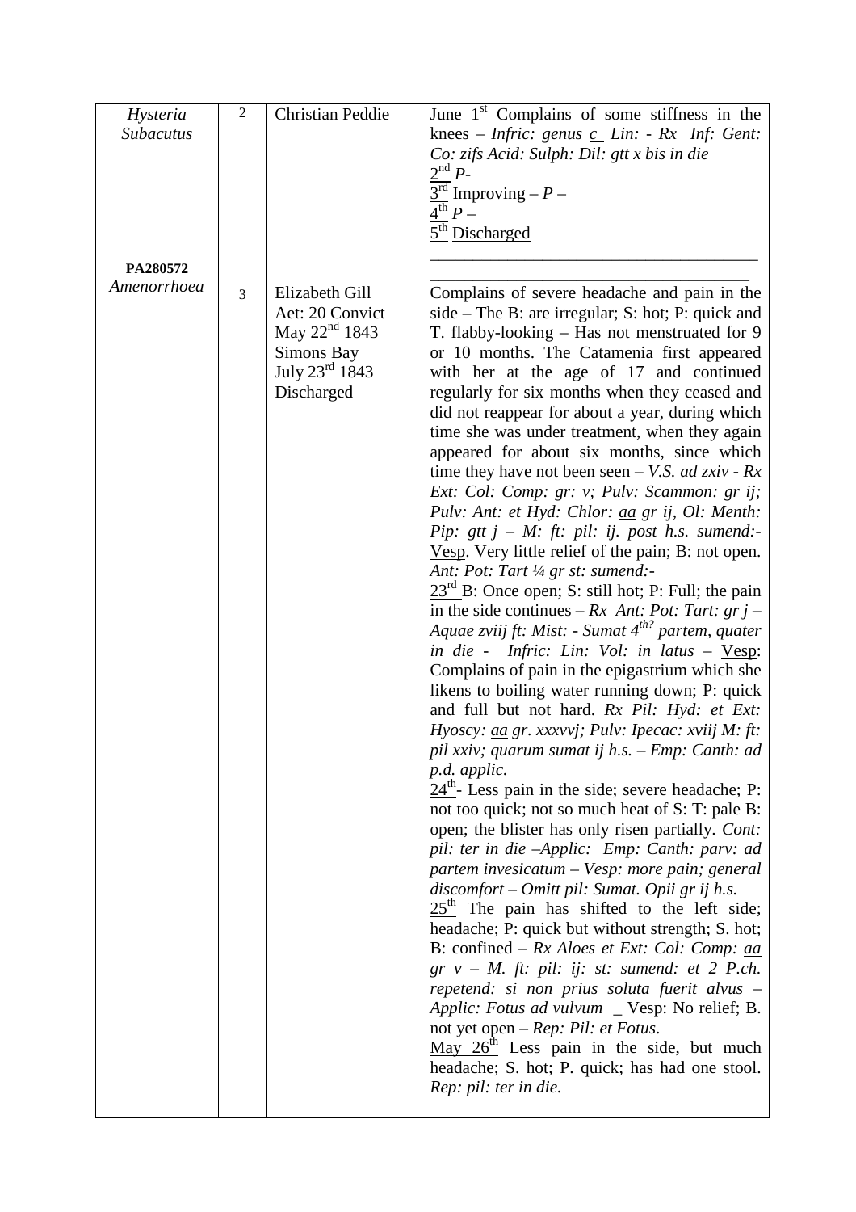| | | | |
|---|---|---|---|
| *Hysteria Subacutus* | 2 | Christian Peddie | June 1st Complains of some stiffness in the knees – *Infric: genus c̲ Lin: - Rx Inf: Gent: Co: zifs Acid: Sulph: Dil: gtt x bis in die*<br>2nd *P-*<br>3rd Improving – *P –*<br>4th *P –*<br>5th Discharged |
| **PA280572**<br>*Amenorrhoea* | 3 | Elizabeth Gill<br>Aet: 20 Convict<br>May 22nd 1843<br>Simons Bay<br>July 23rd 1843<br>Discharged | Complains of severe headache and pain in the side – The B: are irregular; S: hot; P: quick and T. flabby-looking – Has not menstruated for 9 or 10 months. The Catamenia first appeared with her at the age of 17 and continued regularly for six months when they ceased and did not reappear for about a year, during which time she was under treatment, when they again appeared for about six months, since which time they have not been seen – *V.S. ad zxiv - Rx Ext: Col: Comp: gr: v; Pulv: Scammon: gr ij; Pulv: Ant: et Hyd: Chlor: aa gr ij, Ol: Menth: Pip: gtt j – M: ft: pil: ij. post h.s. sumend:-* Vesp. Very little relief of the pain; B: not open. *Ant: Pot: Tart ¼ gr st: sumend:-*<br>23rd B: Once open; S: still hot; P: Full; the pain in the side continues – *Rx Ant: Pot: Tart: gr j – Aquae zviij ft: Mist: - Sumat 4th? partem, quater in die - Infric: Lin: Vol: in latus –* Vesp: Complains of pain in the epigastrium which she likens to boiling water running down; P: quick and full but not hard. *Rx Pil: Hyd: et Ext: Hyoscy: aa gr. xxxvvj; Pulv: Ipecac: xviij M: ft: pil xxiv; quarum sumat ij h.s. – Emp: Canth: ad p.d. applic.*<br>24th- Less pain in the side; severe headache; P: not too quick; not so much heat of S: T: pale B: open; the blister has only risen partially. *Cont: pil: ter in die –Applic: Emp: Canth: parv: ad partem invesicatum – Vesp: more pain; general discomfort – Omitt pil: Sumat. Opii gr ij h.s.*<br>25th The pain has shifted to the left side; headache; P: quick but without strength; S. hot; B: confined – *Rx Aloes et Ext: Col: Comp: aa gr v – M. ft: pil: ij: st: sumend: et 2 P.ch. repetend: si non prius soluta fuerit alvus – Applic: Fotus ad vulvum* _ Vesp: No relief; B. not yet open – *Rep: Pil: et Fotus.*<br>May 26th Less pain in the side, but much headache; S. hot; P. quick; has had one stool. *Rep: pil: ter in die.* |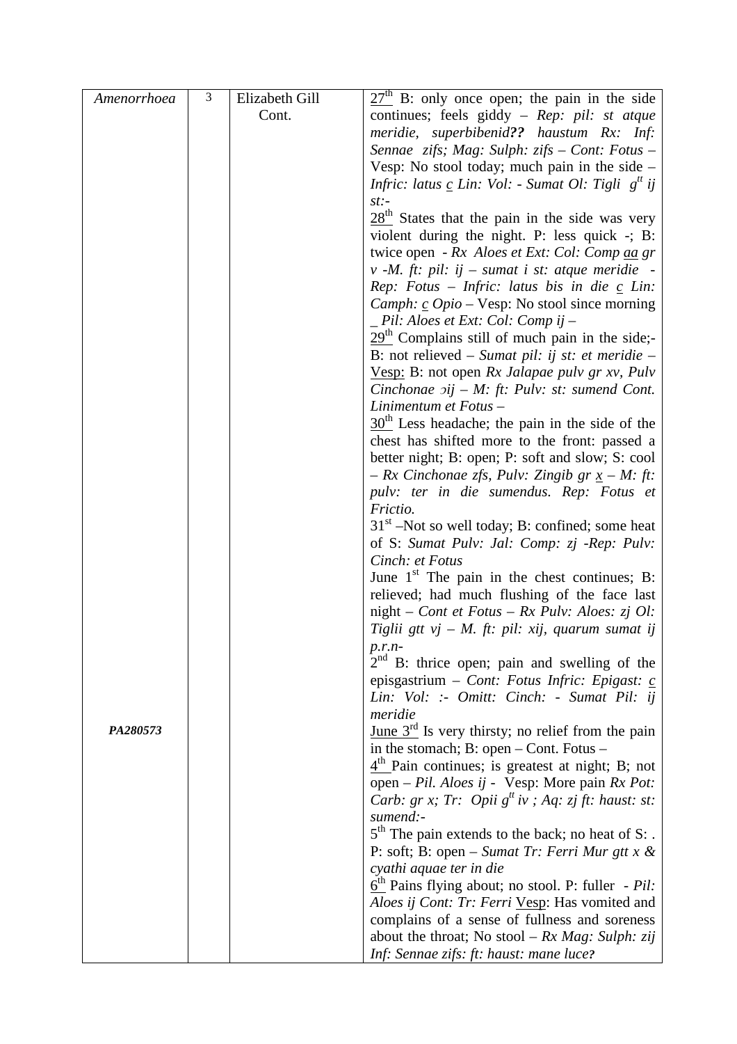| Amenorrhoea | 3 | Elizabeth Gill Cont. | 27th B: only once open; the pain in the side continues; feels giddy – *Rep: pil: st atque meridie, superbibenid?? haustum Rx: Inf: Sennae zifs; Mag: Sulph: zifs – Cont: Fotus* – Vesp: No stool today; much pain in the side – *Infric: latus c Lin: Vol: - Sumat Ol: Tigli gtt ij st:-* 28th States that the pain in the side was very violent during the night. P: less quick -; B: twice open - *Rx Aloes et Ext: Col: Comp aa gr v -M. ft: pil: ij – sumat i st: atque meridie - Rep: Fotus – Infric: latus bis in die c Lin: Camph: c Opio* – Vesp: No stool since morning _ *Pil: Aloes et Ext: Col: Comp ij* – 29th Complains still of much pain in the side;- B: not relieved – *Sumat pil: ij st: et meridie* – Vesp: B: not open *Rx Jalapae pulv gr xv, Pulv Cinchonae ɔij – M: ft: Pulv: st: sumend Cont. Linimentum et Fotus* – 30th Less headache; the pain in the side of the chest has shifted more to the front: passed a better night; B: open; P: soft and slow; S: cool – *Rx Cinchonae zfs, Pulv: Zingib gr x – M: ft: pulv: ter in die sumendus. Rep: Fotus et Frictio.* 31st –Not so well today; B: confined; some heat of S: *Sumat Pulv: Jal: Comp: zj -Rep: Pulv: Cinch: et Fotus* June 1st The pain in the chest continues; B: relieved; had much flushing of the face last night – *Cont et Fotus – Rx Pulv: Aloes: zj Ol: Tiglii gtt vj – M. ft: pil: xij, quarum sumat ij p.r.n-* 2nd B: thrice open; pain and swelling of the episgastrium – *Cont: Fotus Infric: Epigast: c Lin: Vol: :- Omitt: Cinch: - Sumat Pil: ij meridie* |
|---|---|---|---|
| **PA280573** | | | June 3rd Is very thirsty; no relief from the pain in the stomach; B: open – Cont. Fotus – 4th Pain continues; is greatest at night; B; not open – *Pil. Aloes ij* - Vesp: More pain *Rx Pot: Carb: gr x; Tr: Opii gtt iv ; Aq: zj ft: haust: st: sumend:-* 5th The pain extends to the back; no heat of S: . P: soft; B: open – *Sumat Tr: Ferri Mur gtt x & cyathi aquae ter in die* 6th Pains flying about; no stool. P: fuller - *Pil: Aloes ij Cont: Tr: Ferri* Vesp: Has vomited and complains of a sense of fullness and soreness about the throat; No stool – *Rx Mag: Sulph: zij Inf: Sennae zifs: ft: haust: mane luce?* |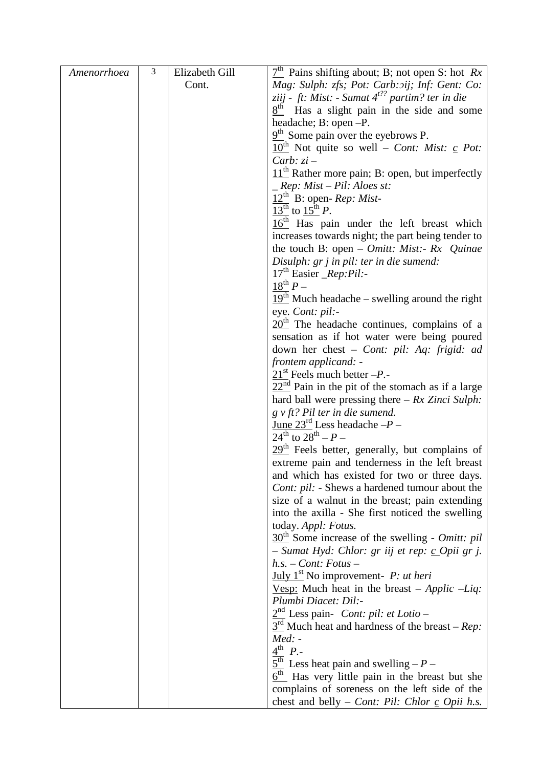| Amenorrhoea | 3 | Elizabeth Gill Cont. | 7th Pains shifting about; B; not open S: hot *Rx Mag: Sulph: zfs; Pot: Carb:ɔij; Inf: Gent: Co: ziij - ft: Mist: - Sumat 4t?? partim? ter in die*<br>8th Has a slight pain in the side and some headache; B: open –P.<br>9th Some pain over the eyebrows P.<br>10th Not quite so well – *Cont: Mist: c Pot: Carb: zi* –<br>11th Rather more pain; B: open, but imperfectly _ *Rep: Mist – Pil: Aloes st:*<br>12th B: open- *Rep: Mist-*<br>13th to 15th *P*.<br>16th Has pain under the left breast which increases towards night; the part being tender to the touch B: open – *Omitt: Mist:- Rx Quinae Disulph: gr j in pil: ter in die sumend:*<br>17th Easier _*Rep:Pil:-*<br>18th *P* –<br>19th Much headache – swelling around the right eye. *Cont: pil:-*<br>20th The headache continues, complains of a sensation as if hot water were being poured down her chest – *Cont: pil: Aq: frigid: ad frontem applicand: -*<br>21st Feels much better –*P*.-<br>22nd Pain in the pit of the stomach as if a large hard ball were pressing there – *Rx Zinci Sulph: g v ft? Pil ter in die sumend.*<br>June 23rd Less headache –*P* –<br>24th to 28th – *P* –<br>29th Feels better, generally, but complains of extreme pain and tenderness in the left breast and which has existed for two or three days. *Cont: pil:* - Shews a hardened tumour about the size of a walnut in the breast; pain extending into the axilla - She first noticed the swelling today. *Appl: Fotus.*<br>30th Some increase of the swelling - *Omitt: pil – Sumat Hyd: Chlor: gr iij et rep: c Opii gr j. h.s. – Cont: Fotus* –<br>July 1st No improvement- *P: ut heri*<br>Vesp: Much heat in the breast – *Applic –Liq: Plumbi Diacet: Dil:-*<br>2nd Less pain- *Cont: pil: et Lotio* –<br>3rd Much heat and hardness of the breast – *Rep: Med: -*<br>4th *P*.-<br>5th Less heat pain and swelling – *P* –<br>6th Has very little pain in the breast but she complains of soreness on the left side of the chest and belly – *Cont: Pil: Chlor c Opii h.s.* |
|---|---|---|---|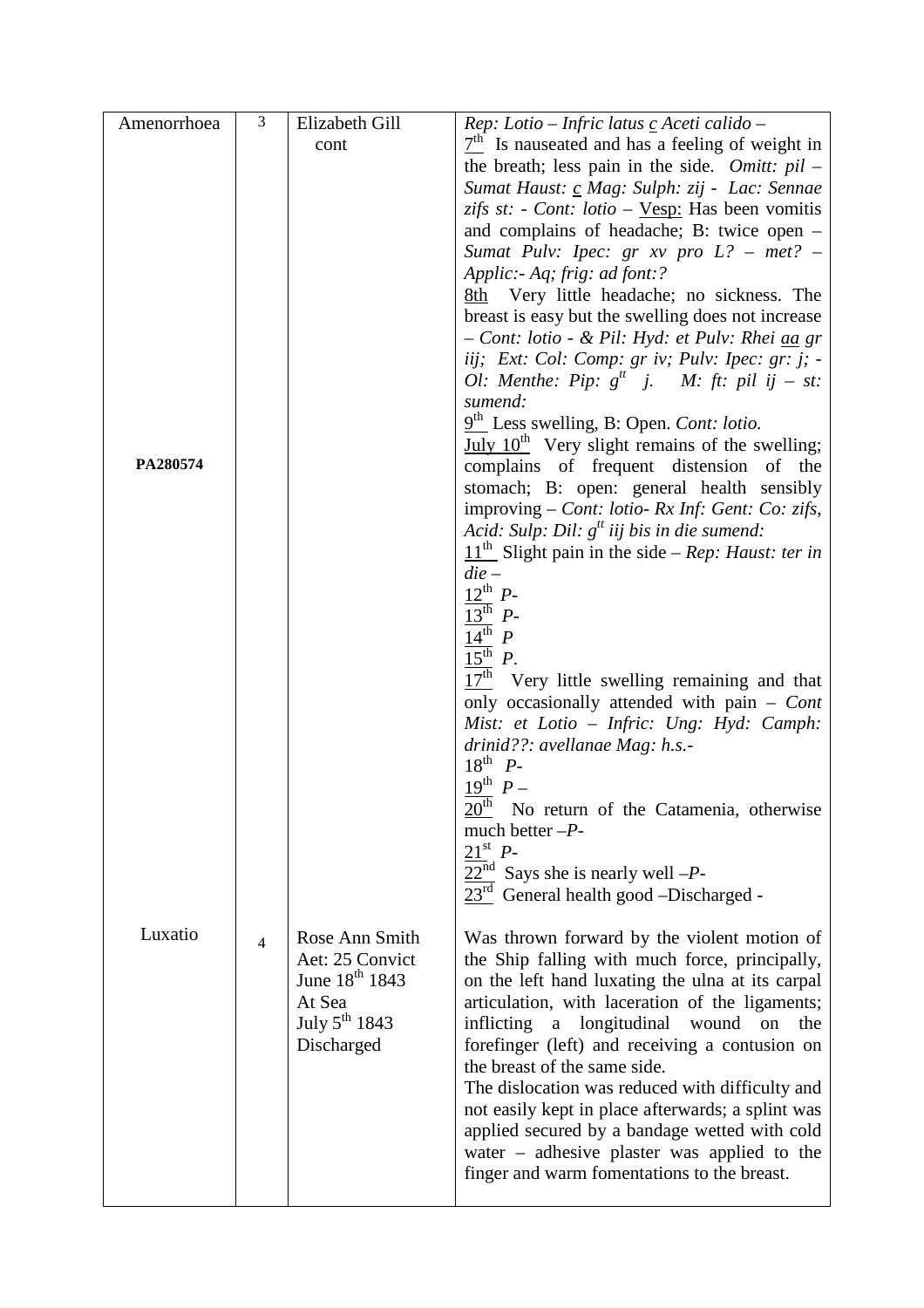| | | | |
|---|---|---|---|
| Amenorrhoea<br><br>**PA280574** | 3 | Elizabeth Gill<br>cont | *Rep: Lotio – Infric latus c Aceti calido –*<br>7th Is nauseated and has a feeling of weight in the breath; less pain in the side. *Omitt: pil – Sumat Haust: c Mag: Sulph: zij - Lac: Sennae zifs st: - Cont: lotio* – Vesp: Has been vomitis and complains of headache; B: twice open – *Sumat Pulv: Ipec: gr xv pro L? – met? – Applic:- Aq; frig: ad font:?*<br>8th Very little headache; no sickness. The breast is easy but the swelling does not increase – *Cont: lotio - & Pil: Hyd: et Pulv: Rhei aa gr iij; Ext: Col: Comp: gr iv; Pulv: Ipec: gr: j; - Ol: Menthe: Pip: gtt j. M: ft: pil ij – st: sumend:*<br>9th Less swelling, B: Open. *Cont: lotio.*<br>July 10th Very slight remains of the swelling; complains of frequent distension of the stomach; B: open: general health sensibly improving – *Cont: lotio- Rx Inf: Gent: Co: zifs, Acid: Sulp: Dil: gtt iij bis in die sumend:*<br>11th Slight pain in the side – *Rep: Haust: ter in die* –<br>12th *P-*<br>13th *P-*<br>14th *P*<br>15th *P.*<br>17th Very little swelling remaining and that only occasionally attended with pain – *Cont Mist: et Lotio – Infric: Ung: Hyd: Camph: drinid??: avellanae Mag: h.s.-*<br>18th *P-*<br>19th *P* –<br>20th No return of the Catamenia, otherwise much better –*P-*<br>21st *P-*<br>22nd Says she is nearly well –*P-*<br>23rd General health good –Discharged - |
| Luxatio | 4 | Rose Ann Smith<br>Aet: 25 Convict<br>June 18th 1843<br>At Sea<br>July 5th 1843<br>Discharged | Was thrown forward by the violent motion of the Ship falling with much force, principally, on the left hand luxating the ulna at its carpal articulation, with laceration of the ligaments; inflicting a longitudinal wound on the forefinger (left) and receiving a contusion on the breast of the same side.<br>The dislocation was reduced with difficulty and not easily kept in place afterwards; a splint was applied secured by a bandage wetted with cold water – adhesive plaster was applied to the finger and warm fomentations to the breast. |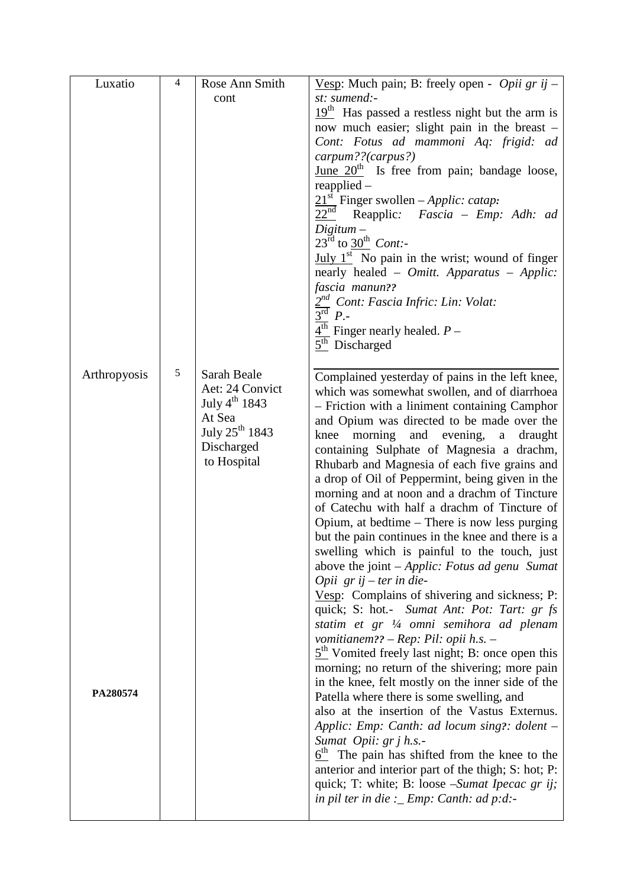| | | | |
|---|---|---|---|
| Luxatio | 4 | Rose Ann Smith cont | Vesp: Much pain; B: freely open - *Opii gr ij – st: sumend:-*<br>19th Has passed a restless night but the arm is now much easier; slight pain in the breast – *Cont: Fotus ad mammoni Aq: frigid: ad carpum??(carpus?)*<br>June 20th Is free from pain; bandage loose, reapplied –<br>21st Finger swollen – *Applic: catap:*<br>22nd Reapplic*: Fascia – Emp: Adh: ad Digitum –*<br>23rd to 30th *Cont:-*<br>July 1st No pain in the wrist; wound of finger nearly healed – *Omitt. Apparatus – Applic: fascia manun??*<br>*2nd Cont: Fascia Infric: Lin: Volat:*<br>3rd *P.-*<br>4th Finger nearly healed. *P –*<br>5th Discharged |
| Arthropyosis<br><br>**PA280574** | 5 | Sarah Beale<br>Aet: 24 Convict<br>July 4th 1843<br>At Sea<br>July 25th 1843<br>Discharged to Hospital | Complained yesterday of pains in the left knee, which was somewhat swollen, and of diarrhoea – Friction with a liniment containing Camphor and Opium was directed to be made over the knee morning and evening, a draught containing Sulphate of Magnesia a drachm, Rhubarb and Magnesia of each five grains and a drop of Oil of Peppermint, being given in the morning and at noon and a drachm of Tincture of Catechu with half a drachm of Tincture of Opium, at bedtime – There is now less purging but the pain continues in the knee and there is a swelling which is painful to the touch, just above the joint – *Applic: Fotus ad genu Sumat Opii gr ij – ter in die-*<br>Vesp: Complains of shivering and sickness; P: quick; S: hot.- *Sumat Ant: Pot: Tart: gr fs statim et gr ¼ omni semihora ad plenam vomitianem?? – Rep: Pil: opii h.s. –*<br>5th Vomited freely last night; B: once open this morning; no return of the shivering; more pain in the knee, felt mostly on the inner side of the Patella where there is some swelling, and also at the insertion of the Vastus Externus. *Applic: Emp: Canth: ad locum sing?: dolent – Sumat Opii: gr j h.s.-*<br>6th The pain has shifted from the knee to the anterior and interior part of the thigh; S: hot; P: quick; T: white; B: loose –*Sumat Ipecac gr ij; in pil ter in die :_ Emp: Canth: ad p:d:-* |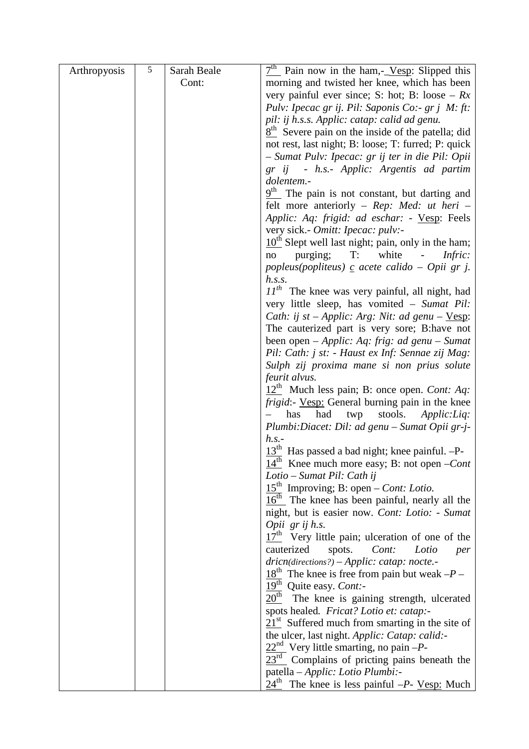| Arthropyosis | 5 | Sarah Beale Cont: | 7th Pain now in the ham,- Vesp: Slipped this morning and twisted her knee, which has been very painful ever since; S: hot; B: loose – *Rx Pulv: Ipecac gr ij. Pil: Saponis Co:- gr j M: ft: pil: ij h.s.s. Applic: catap: calid ad genu.* 8th Severe pain on the inside of the patella; did not rest, last night; B: loose; T: furred; P: quick – *Sumat Pulv: Ipecac: gr ij ter in die Pil: Opii gr ij - h.s.- Applic: Argentis ad partim dolentem.-* 9th The pain is not constant, but darting and felt more anteriorly – *Rep: Med: ut heri – Applic: Aq: frigid: ad eschar:* - Vesp: Feels very sick.- *Omitt: Ipecac: pulv:-* 10th Slept well last night; pain, only in the ham; no purging; T: white - *Infric: popleus(popliteus) c acete calido – Opii gr j. h.s.s.* *11th* The knee was very painful, all night, had very little sleep, has vomited – *Sumat Pil: Cath: ij st – Applic: Arg: Nit: ad genu* – Vesp: The cauterized part is very sore; B:have not been open – *Applic: Aq: frig: ad genu – Sumat Pil: Cath: j st: - Haust ex Inf: Sennae zij Mag: Sulph zij proxima mane si non prius solute feurit alvus.* 12th Much less pain; B: once open. *Cont: Aq: frigid*:- Vesp: General burning pain in the knee – has had twp stools. *Applic:Liq: Plumbi:Diacet: Dil: ad genu – Sumat Opii gr-j- h.s.-* 13th Has passed a bad night; knee painful. –P- 14th Knee much more easy; B: not open –*Cont Lotio – Sumat Pil: Cath ij* 15th Improving; B: open – *Cont: Lotio.* 16th The knee has been painful, nearly all the night, but is easier now. *Cont: Lotio: - Sumat Opii gr ij h.s.* 17th Very little pain; ulceration of one of the cauterized spots. *Cont: Lotio per dricn(directions?) – Applic: catap: nocte.-* 18th The knee is free from pain but weak –*P* – 19th Quite easy. *Cont:-* 20th The knee is gaining strength, ulcerated spots healed. *Fricat? Lotio et: catap:-* 21st Suffered much from smarting in the site of the ulcer, last night. *Applic: Catap: calid:-* 22nd Very little smarting, no pain –*P*- 23rd Complains of pricting pains beneath the patella – *Applic: Lotio Plumbi:-* 24th The knee is less painful –*P*- Vesp: Much |
|---|---|---|---|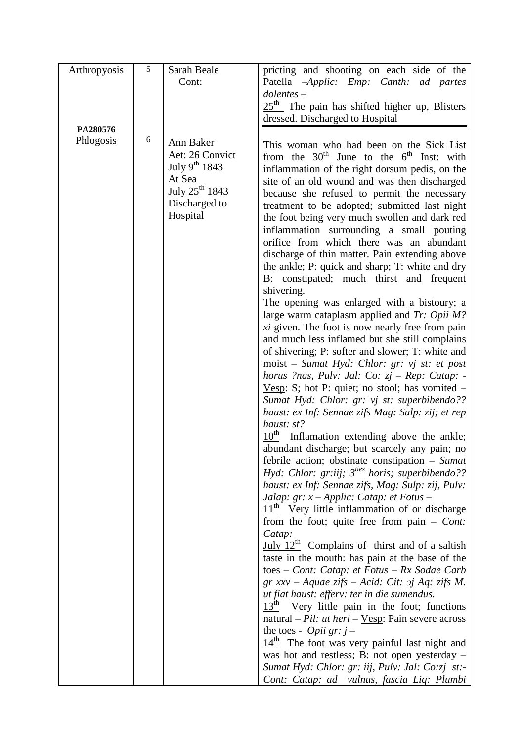| | | | |
|---|---|---|---|
| Arthropyosis | 5 | Sarah Beale<br>Cont: | pricting and shooting on each side of the Patella –*Applic: Emp: Canth: ad partes dolentes* –<br>25th The pain has shifted higher up, Blisters dressed. Discharged to Hospital |
| **PA280576**<br>Phlogosis | 6 | Ann Baker<br>Aet: 26 Convict<br>July 9th 1843<br>At Sea<br>July 25th 1843<br>Discharged to Hospital | This woman who had been on the Sick List from the 30th June to the 6th Inst: with inflammation of the right dorsum pedis, on the site of an old wound and was then discharged because she refused to permit the necessary treatment to be adopted; submitted last night the foot being very much swollen and dark red inflammation surrounding a small pouting orifice from which there was an abundant discharge of thin matter. Pain extending above the ankle; P: quick and sharp; T: white and dry B: constipated; much thirst and frequent shivering.<br>The opening was enlarged with a bistoury; a large warm cataplasm applied and *Tr: Opii M? xi* given. The foot is now nearly free from pain and much less inflamed but she still complains of shivering; P: softer and slower; T: white and moist – *Sumat Hyd: Chlor: gr: vj st: et post horus ?nas, Pulv: Jal: Co: zj – Rep: Catap: -* Vesp: S; hot P: quiet; no stool; has vomited – *Sumat Hyd: Chlor: gr: vj st: superbibendo?? haust: ex Inf: Sennae zifs Mag: Sulp: zij; et rep haust: st?*<br>10th Inflamation extending above the ankle; abundant discharge; but scarcely any pain; no febrile action; obstinate constipation – *Sumat Hyd: Chlor: gr:iij; 3ties horis; superbibendo?? haust: ex Inf: Sennae zifs, Mag: Sulp: zij, Pulv: Jalap: gr: x – Applic: Catap: et Fotus –*<br>11th Very little inflammation of or discharge from the foot; quite free from pain – *Cont: Catap:*<br>July 12th Complains of thirst and of a saltish taste in the mouth: has pain at the base of the toes – *Cont: Catap: et Fotus – Rx Sodae Carb gr xxv – Aquae zifs – Acid: Cit: ɔj Aq: zifs M. ut fiat haust: efferv: ter in die sumendus.*<br>13th Very little pain in the foot; functions natural – *Pil: ut heri* – Vesp: Pain severe across the toes - *Opii gr: j* –<br>14th The foot was very painful last night and was hot and restless; B: not open yesterday – *Sumat Hyd: Chlor: gr: iij, Pulv: Jal: Co:zj st:- Cont: Catap: ad vulnus, fascia Liq: Plumbi* |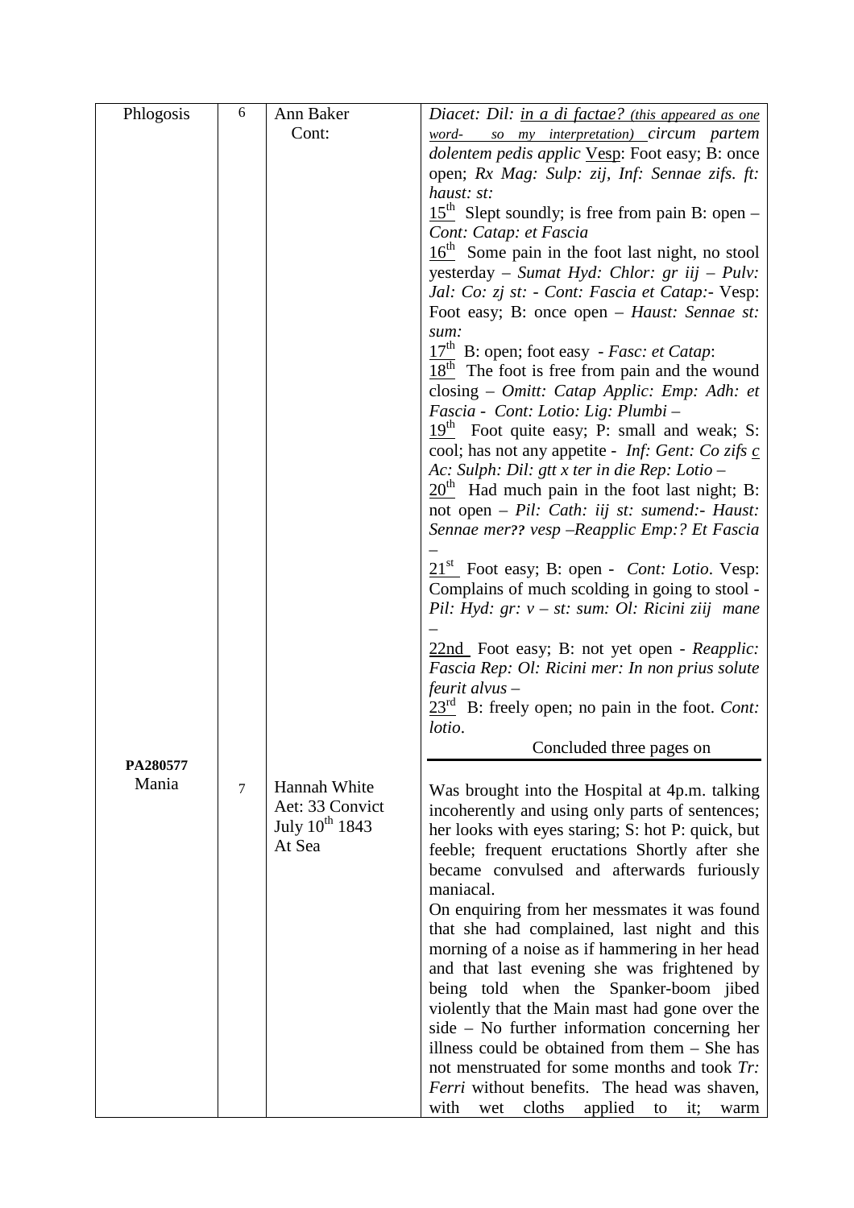| | | | |
|---|---|---|---|
| Phlogosis | 6 | Ann Baker<br>Cont: | *Diacet: Dil: in a di factae? (this appeared as one word- so my interpretation) circum partem dolentem pedis applic* Vesp: Foot easy; B: once open; *Rx Mag: Sulp: zij, Inf: Sennae zifs. ft: haust: st:*<br>15th Slept soundly; is free from pain B: open – *Cont: Catap: et Fascia*<br>16th Some pain in the foot last night, no stool yesterday – *Sumat Hyd: Chlor: gr iij – Pulv: Jal: Co: zj st: - Cont: Fascia et Catap:-* Vesp: Foot easy; B: once open – *Haust: Sennae st: sum:*<br>17th B: open; foot easy - *Fasc: et Catap*:<br>18th The foot is free from pain and the wound closing – *Omitt: Catap Applic: Emp: Adh: et Fascia - Cont: Lotio: Lig: Plumbi –*<br>19th Foot quite easy; P: small and weak; S: cool; has not any appetite - *Inf: Gent: Co zifs c Ac: Sulph: Dil: gtt x ter in die Rep: Lotio –*<br>20th Had much pain in the foot last night; B: not open – *Pil: Cath: iij st: sumend:- Haust: Sennae mer?? vesp –Reapplic Emp:? Et Fascia –*<br>21st Foot easy; B: open - *Cont: Lotio*. Vesp: Complains of much scolding in going to stool - *Pil: Hyd: gr: v – st: sum: Ol: Ricini ziij mane –*<br>22nd Foot easy; B: not yet open - *Reapplic: Fascia Rep: Ol: Ricini mer: In non prius solute feurit alvus –*<br>23rd B: freely open; no pain in the foot. *Cont: lotio*.<br>Concluded three pages on |
| **PA280577**<br>Mania | 7 | Hannah White<br>Aet: 33 Convict<br>July 10th 1843<br>At Sea | Was brought into the Hospital at 4p.m. talking incoherently and using only parts of sentences; her looks with eyes staring; S: hot P: quick, but feeble; frequent eructations Shortly after she became convulsed and afterwards furiously maniacal.<br>On enquiring from her messmates it was found that she had complained, last night and this morning of a noise as if hammering in her head and that last evening she was frightened by being told when the Spanker-boom jibed violently that the Main mast had gone over the side – No further information concerning her illness could be obtained from them – She has not menstruated for some months and took *Tr: Ferri* without benefits. The head was shaven, with wet cloths applied to it; warm |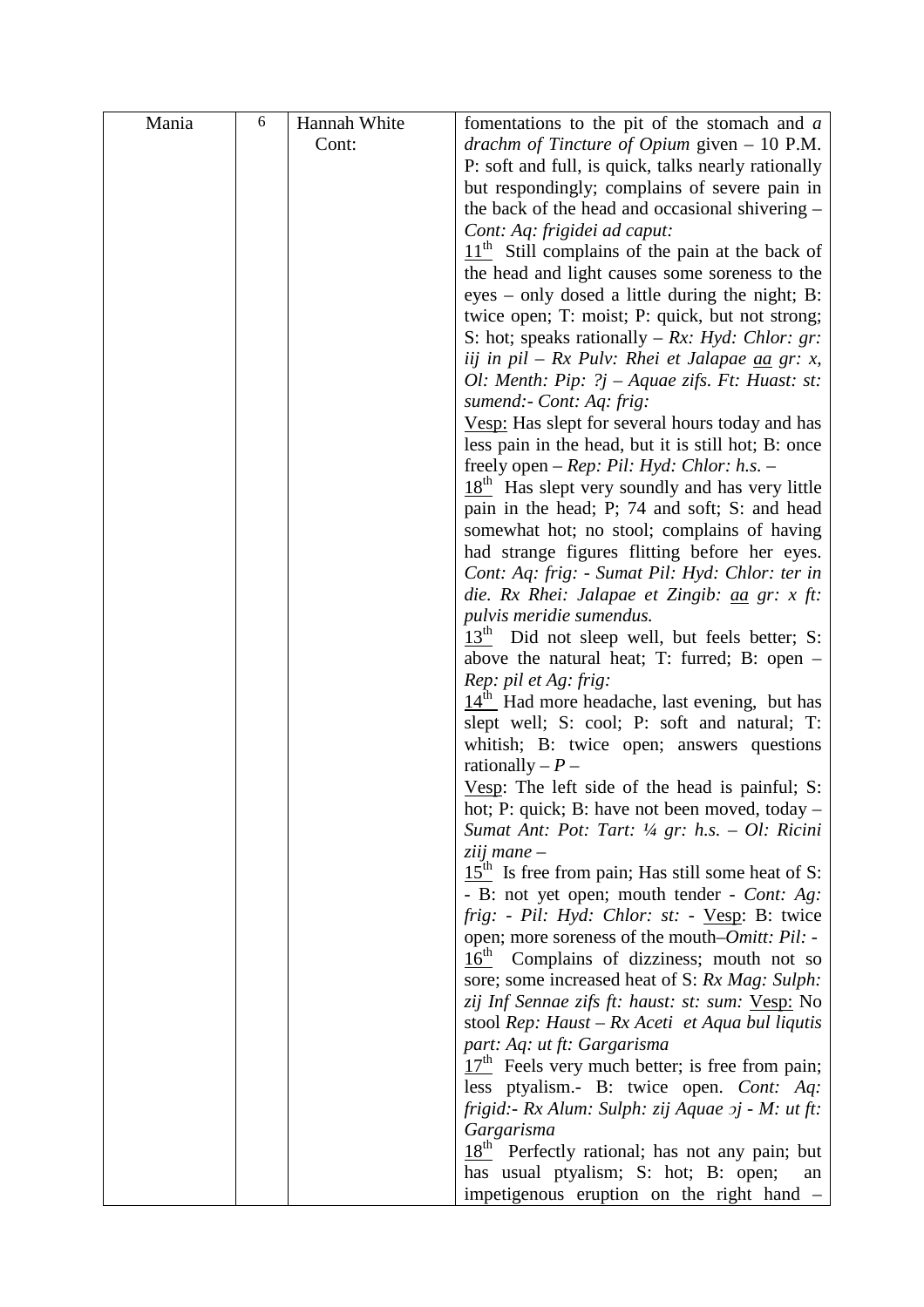| Mania | 6 | Hannah White Cont: | fomentations to the pit of the stomach and *a drachm of Tincture of Opium* given – 10 P.M. P: soft and full, is quick, talks nearly rationally but respondingly; complains of severe pain in the back of the head and occasional shivering – *Cont: Aq: frigidei ad caput:*<br>11th Still complains of the pain at the back of the head and light causes some soreness to the eyes – only dosed a little during the night; B: twice open; T: moist; P: quick, but not strong; S: hot; speaks rationally – *Rx: Hyd: Chlor: gr: iij in pil – Rx Pulv: Rhei et Jalapae aa gr: x, Ol: Menth: Pip: ?j – Aquae zifs. Ft: Huast: st: sumend:- Cont: Aq: frig:*<br>Vesp: Has slept for several hours today and has less pain in the head, but it is still hot; B: once freely open – *Rep: Pil: Hyd: Chlor: h.s.* –<br>18th Has slept very soundly and has very little pain in the head; P; 74 and soft; S: and head somewhat hot; no stool; complains of having had strange figures flitting before her eyes. *Cont: Aq: frig: - Sumat Pil: Hyd: Chlor: ter in die. Rx Rhei: Jalapae et Zingib: aa gr: x ft: pulvis meridie sumendus.*<br>13th Did not sleep well, but feels better; S: above the natural heat; T: furred; B: open – *Rep: pil et Ag: frig:*<br>14th Had more headache, last evening, but has slept well; S: cool; P: soft and natural; T: whitish; B: twice open; answers questions rationally – *P* –<br>Vesp: The left side of the head is painful; S: hot; P: quick; B: have not been moved, today – *Sumat Ant: Pot: Tart: ¼ gr: h.s. – Ol: Ricini ziij mane* –<br>15th Is free from pain; Has still some heat of S: - B: not yet open; mouth tender - *Cont: Ag: frig: - Pil: Hyd: Chlor: st:* - Vesp: B: twice open; more soreness of the mouth–*Omitt: Pil:* -<br>16th Complains of dizziness; mouth not so sore; some increased heat of S: *Rx Mag: Sulph: zij Inf Sennae zifs ft: haust: st: sum:* Vesp: No stool *Rep: Haust – Rx Aceti et Aqua bul liqutis part: Aq: ut ft: Gargarisma*<br>17th Feels very much better; is free from pain; less ptyalism.- B: twice open. *Cont: Aq: frigid:- Rx Alum: Sulph: zij Aquae ɔj - M: ut ft: Gargarisma*<br>18th Perfectly rational; has not any pain; but has usual ptyalism; S: hot; B: open; an impetigenous eruption on the right hand – |
|---|---|---|---|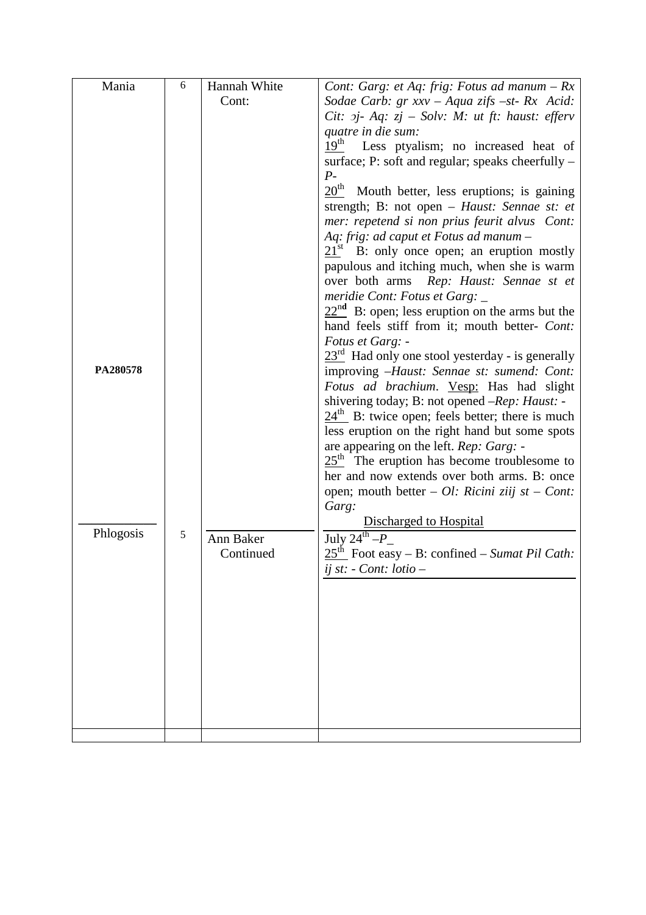| | | | |
|---|---|---|---|
| Mania | 6 | Hannah White Cont: | *Cont: Garg: et Aq: frig: Fotus ad manum – Rx Sodae Carb: gr xxv – Aqua zifs –st- Rx Acid: Cit: ɔj- Aq: zj – Solv: M: ut ft: haust: efferv quatre in die sum:*<br>19th Less ptyalism; no increased heat of surface; P: soft and regular; speaks cheerfully – *P-*<br>20th Mouth better, less eruptions; is gaining strength; B: not open – *Haust: Sennae st: et mer: repetend si non prius feurit alvus Cont: Aq: frig: ad caput et Fotus ad manum –*<br>21st B: only once open; an eruption mostly papulous and itching much, when she is warm over both arms *Rep: Haust: Sennae st et meridie Cont: Fotus et Garg: _*<br>22nd B: open; less eruption on the arms but the hand feels stiff from it; mouth better- *Cont: Fotus et Garg: -*<br>23rd Had only one stool yesterday - is generally improving –*Haust: Sennae st: sumend: Cont: Fotus ad brachium*. Vesp: Has had slight shivering today; B: not opened –*Rep: Haust: -*<br>24th B: twice open; feels better; there is much less eruption on the right hand but some spots are appearing on the left. *Rep: Garg: -*<br>25th The eruption has become troublesome to her and now extends over both arms. B: once open; mouth better – *Ol: Ricini ziij st – Cont: Garg:*<br>Discharged to Hospital |
| **PA280578** | | | |
| Phlogosis | 5 | Ann Baker Continued | July 24th –*P*_<br>25th Foot easy – B: confined – *Sumat Pil Cath: ij st: - Cont: lotio –* |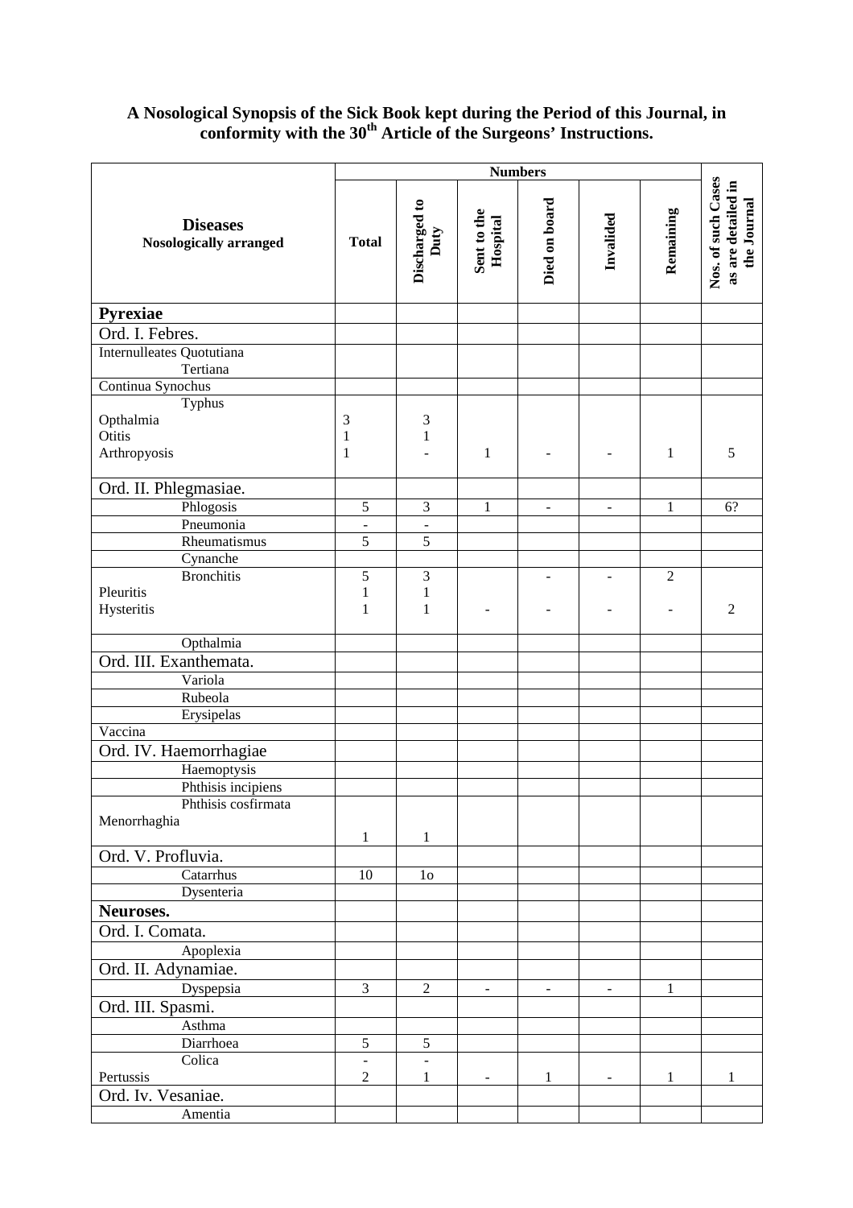# A Nosological Synopsis of the Sick Book kept during the Period of this Journal, in conformity with the 30th Article of the Surgeons' Instructions.

| Diseases Nosologically arranged | Numbers | | | | | | |
|---|---|---|---|---|---|---|---|
| | Total | Discharged to Duty | Sent to the Hospital | Died on board | Invalided | Remaining | Nos. of such Cases as are detailed in the Journal |
| **Pyrexiae** | | | | | | | |
| Ord. I. Febres. | | | | | | | |
| Internulleates Quotutiana | | | | | | | |
| Tertiana | | | | | | | |
| Continua Synochus | | | | | | | |
| Typhus | | | | | | | |
| Opthalmia | 3 | 3 | | | | | |
| Otitis | 1 | 1 | | | | | |
| Arthropyosis | 1 | - | 1 | - | - | 1 | 5 |
| Ord. II. Phlegmasiae. | | | | | | | |
| Phlogosis | 5 | 3 | 1 | - | - | 1 | 6? |
| Pneumonia | - | - | | | | | |
| Rheumatismus | 5 | 5 | | | | | |
| Cynanche | | | | | | | |
| Bronchitis | 5 | 3 | | - | - | 2 | |
| Pleuritis | 1 | 1 | | | | | |
| Hysteritis | 1 | 1 | - | - | - | - | 2 |
| Opthalmia | | | | | | | |
| Ord. III. Exanthemata. | | | | | | | |
| Variola | | | | | | | |
| Rubeola | | | | | | | |
| Erysipelas | | | | | | | |
| Vaccina | | | | | | | |
| Ord. IV. Haemorrhagiae | | | | | | | |
| Haemoptysis | | | | | | | |
| Phthisis incipiens | | | | | | | |
| Phthisis cosfirmata | | | | | | | |
| Menorrhaghia | 1 | 1 | | | | | |
| Ord. V. Profluvia. | | | | | | | |
| Catarrhus | 10 | 1o | | | | | |
| Dysenteria | | | | | | | |
| **Neuroses.** | | | | | | | |
| Ord. I. Comata. | | | | | | | |
| Apoplexia | | | | | | | |
| Ord. II. Adynamiae. | | | | | | | |
| Dyspepsia | 3 | 2 | - | - | - | 1 | |
| Ord. III. Spasmi. | | | | | | | |
| Asthma | | | | | | | |
| Diarrhoea | 5 | 5 | | | | | |
| Colica | - | - | | | | | |
| Pertussis | 2 | 1 | - | 1 | - | 1 | 1 |
| Ord. Iv. Vesaniae. | | | | | | | |
| Amentia | | | | | | | |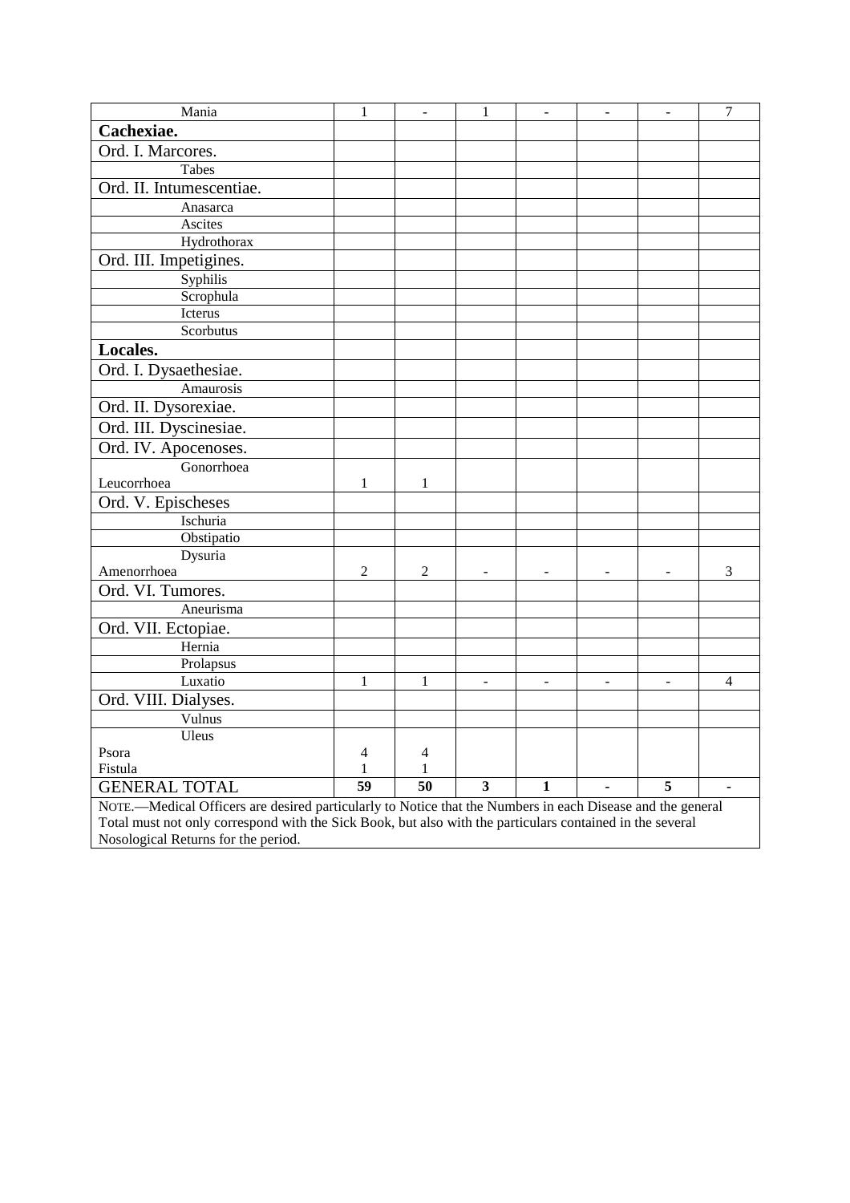| | | | | | | | |
|---|---|---|---|---|---|---|---|
| Mania | 1 | - | 1 | - | - | - | 7 |
| **Cachexiae.** | | | | | | | |
| Ord. I. Marcores. | | | | | | | |
| Tabes | | | | | | | |
| Ord. II. Intumescentiae. | | | | | | | |
| Anasarca | | | | | | | |
| Ascites | | | | | | | |
| Hydrothorax | | | | | | | |
| Ord. III. Impetigines. | | | | | | | |
| Syphilis | | | | | | | |
| Scrophula | | | | | | | |
| Icterus | | | | | | | |
| Scorbutus | | | | | | | |
| **Locales.** | | | | | | | |
| Ord. I. Dysaethesiae. | | | | | | | |
| Amaurosis | | | | | | | |
| Ord. II. Dysorexiae. | | | | | | | |
| Ord. III. Dyscinesiae. | | | | | | | |
| Ord. IV. Apocenoses. | | | | | | | |
| Gonorrhoea | | | | | | | |
| Leucorrhoea | 1 | 1 | | | | | |
| Ord. V. Epischeses | | | | | | | |
| Ischuria | | | | | | | |
| Obstipatio | | | | | | | |
| Dysuria | | | | | | | |
| Amenorrhoea | 2 | 2 | - | - | - | - | 3 |
| Ord. VI. Tumores. | | | | | | | |
| Aneurisma | | | | | | | |
| Ord. VII. Ectopiae. | | | | | | | |
| Hernia | | | | | | | |
| Prolapsus | | | | | | | |
| Luxatio | 1 | 1 | - | - | - | - | 4 |
| Ord. VIII. Dialyses. | | | | | | | |
| Vulnus | | | | | | | |
| Uleus | | | | | | | |
| Psora | 4 | 4 | | | | | |
| Fistula | 1 | 1 | | | | | |
| GENERAL TOTAL | **59** | **50** | **3** | **1** | **-** | **5** | **-** |

NOTE.—Medical Officers are desired particularly to Notice that the Numbers in each Disease and the general Total must not only correspond with the Sick Book, but also with the particulars contained in the several Nosological Returns for the period.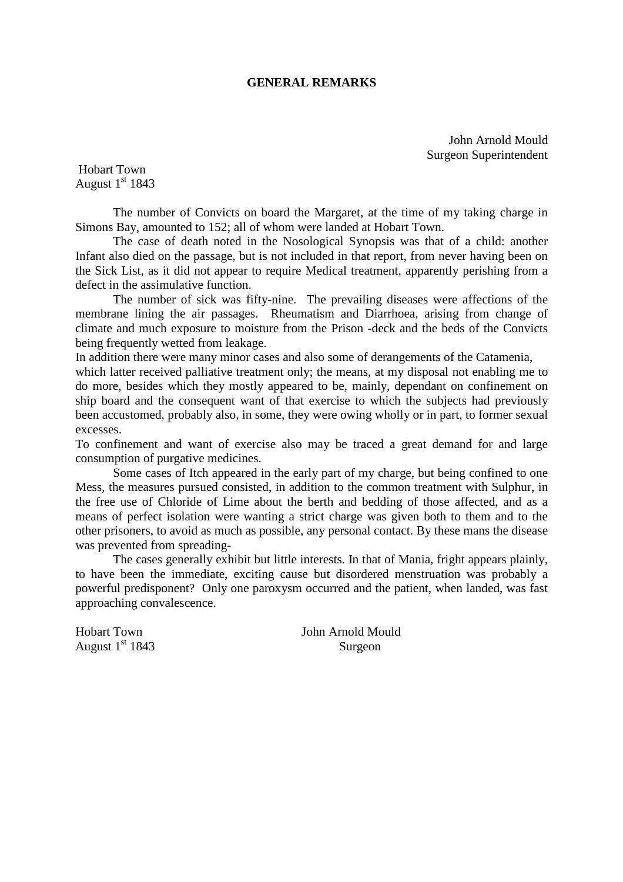## GENERAL REMARKS

John Arnold Mould
Surgeon Superintendent

Hobart Town
August 1st 1843

The number of Convicts on board the Margaret, at the time of my taking charge in Simons Bay, amounted to 152; all of whom were landed at Hobart Town.

The case of death noted in the Nosological Synopsis was that of a child: another Infant also died on the passage, but is not included in that report, from never having been on the Sick List, as it did not appear to require Medical treatment, apparently perishing from a defect in the assimulative function.

The number of sick was fifty-nine. The prevailing diseases were affections of the membrane lining the air passages. Rheumatism and Diarrhoea, arising from change of climate and much exposure to moisture from the Prison -deck and the beds of the Convicts being frequently wetted from leakage.

In addition there were many minor cases and also some of derangements of the Catamenia, which latter received palliative treatment only; the means, at my disposal not enabling me to do more, besides which they mostly appeared to be, mainly, dependant on confinement on ship board and the consequent want of that exercise to which the subjects had previously been accustomed, probably also, in some, they were owing wholly or in part, to former sexual excesses.

To confinement and want of exercise also may be traced a great demand for and large consumption of purgative medicines.

Some cases of Itch appeared in the early part of my charge, but being confined to one Mess, the measures pursued consisted, in addition to the common treatment with Sulphur, in the free use of Chloride of Lime about the berth and bedding of those affected, and as a means of perfect isolation were wanting a strict charge was given both to them and to the other prisoners, to avoid as much as possible, any personal contact. By these mans the disease was prevented from spreading-

The cases generally exhibit but little interests. In that of Mania, fright appears plainly, to have been the immediate, exciting cause but disordered menstruation was probably a powerful predisponent? Only one paroxysm occurred and the patient, when landed, was fast approaching convalescence.

Hobart Town
August 1st 1843

John Arnold Mould
Surgeon